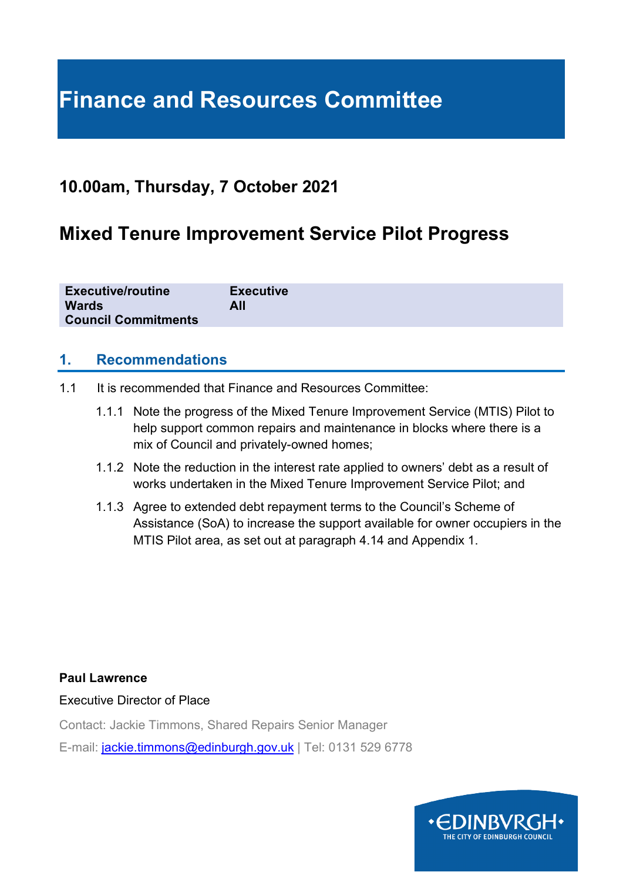# Finance and Resources Committee

## 10.00am, Thursday, 7 October 2021

## Mixed Tenure Improvement Service Pilot Progress

| | |
|---|---|
| **Executive/routine** | **Executive** |
| **Wards** | **All** |
| **Council Commitments** | |

## 1. Recommendations

1.1 It is recommended that Finance and Resources Committee:

1.1.1 Note the progress of the Mixed Tenure Improvement Service (MTIS) Pilot to help support common repairs and maintenance in blocks where there is a mix of Council and privately-owned homes;

1.1.2 Note the reduction in the interest rate applied to owners' debt as a result of works undertaken in the Mixed Tenure Improvement Service Pilot; and

1.1.3 Agree to extended debt repayment terms to the Council's Scheme of Assistance (SoA) to increase the support available for owner occupiers in the MTIS Pilot area, as set out at paragraph 4.14 and Appendix 1.

**Paul Lawrence**

Executive Director of Place

Contact: Jackie Timmons, Shared Repairs Senior Manager

E-mail: jackie.timmons@edinburgh.gov.uk | Tel: 0131 529 6778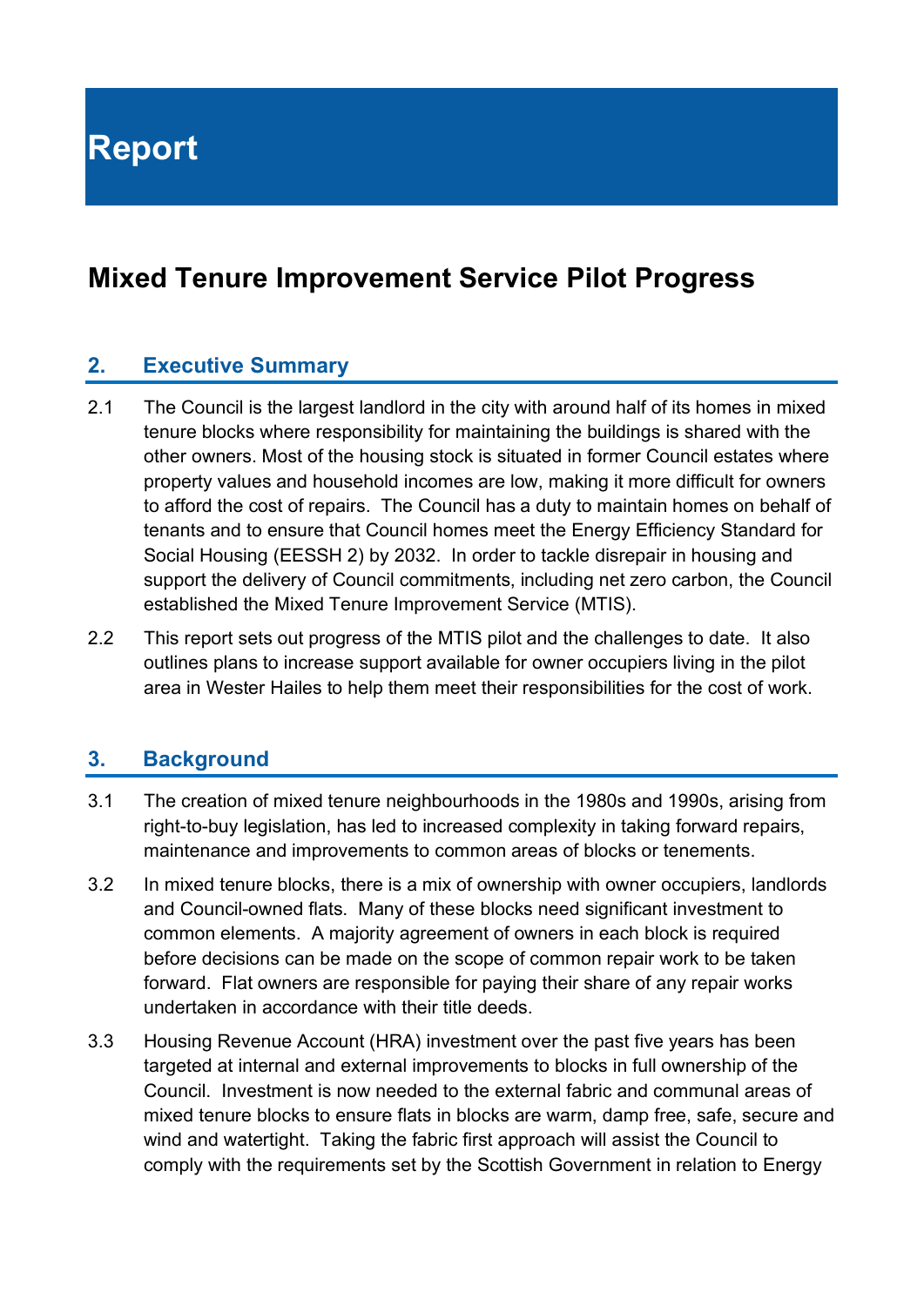# Report

## Mixed Tenure Improvement Service Pilot Progress

### 2. Executive Summary

2.1 The Council is the largest landlord in the city with around half of its homes in mixed tenure blocks where responsibility for maintaining the buildings is shared with the other owners. Most of the housing stock is situated in former Council estates where property values and household incomes are low, making it more difficult for owners to afford the cost of repairs. The Council has a duty to maintain homes on behalf of tenants and to ensure that Council homes meet the Energy Efficiency Standard for Social Housing (EESSH 2) by 2032. In order to tackle disrepair in housing and support the delivery of Council commitments, including net zero carbon, the Council established the Mixed Tenure Improvement Service (MTIS).

2.2 This report sets out progress of the MTIS pilot and the challenges to date. It also outlines plans to increase support available for owner occupiers living in the pilot area in Wester Hailes to help them meet their responsibilities for the cost of work.

### 3. Background

3.1 The creation of mixed tenure neighbourhoods in the 1980s and 1990s, arising from right-to-buy legislation, has led to increased complexity in taking forward repairs, maintenance and improvements to common areas of blocks or tenements.

3.2 In mixed tenure blocks, there is a mix of ownership with owner occupiers, landlords and Council-owned flats. Many of these blocks need significant investment to common elements. A majority agreement of owners in each block is required before decisions can be made on the scope of common repair work to be taken forward. Flat owners are responsible for paying their share of any repair works undertaken in accordance with their title deeds.

3.3 Housing Revenue Account (HRA) investment over the past five years has been targeted at internal and external improvements to blocks in full ownership of the Council. Investment is now needed to the external fabric and communal areas of mixed tenure blocks to ensure flats in blocks are warm, damp free, safe, secure and wind and watertight. Taking the fabric first approach will assist the Council to comply with the requirements set by the Scottish Government in relation to Energy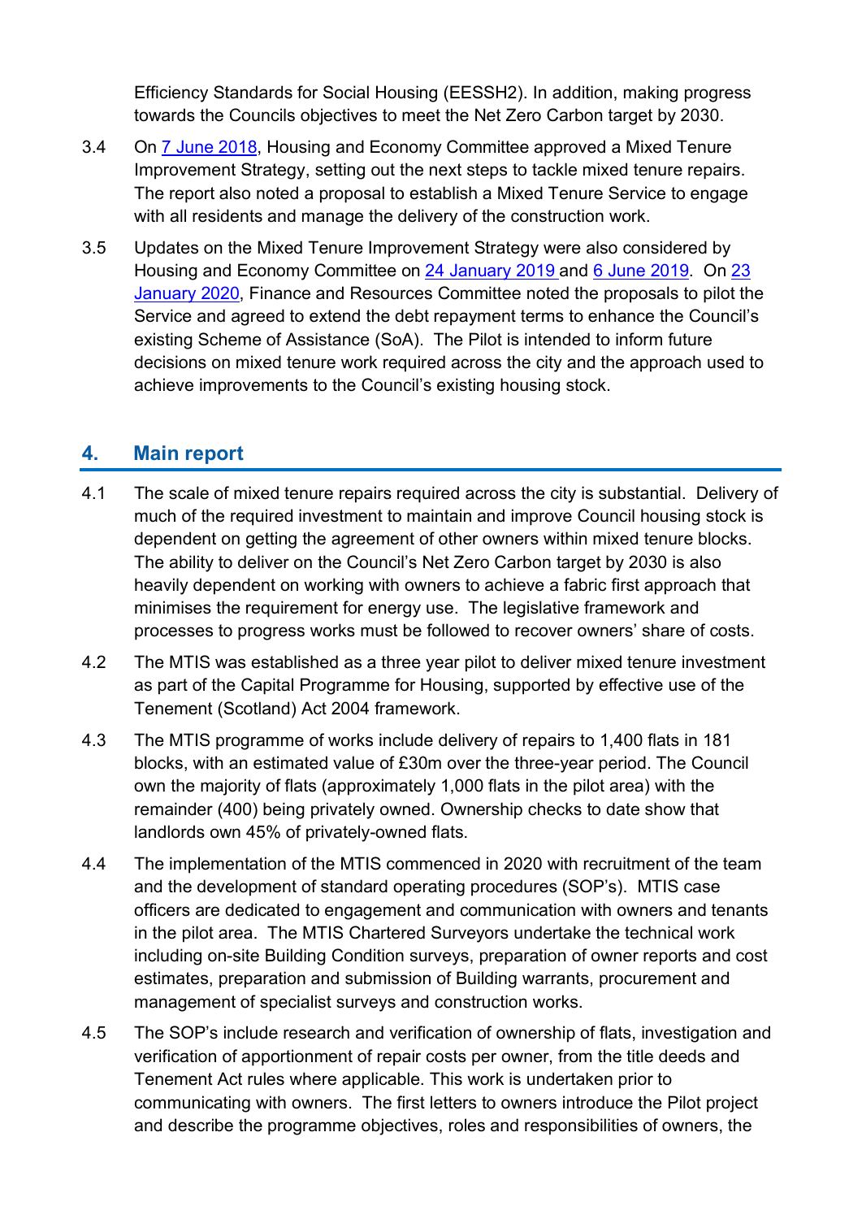Efficiency Standards for Social Housing (EESSH2). In addition, making progress towards the Councils objectives to meet the Net Zero Carbon target by 2030.

3.4 On 7 June 2018, Housing and Economy Committee approved a Mixed Tenure Improvement Strategy, setting out the next steps to tackle mixed tenure repairs. The report also noted a proposal to establish a Mixed Tenure Service to engage with all residents and manage the delivery of the construction work.

3.5 Updates on the Mixed Tenure Improvement Strategy were also considered by Housing and Economy Committee on 24 January 2019 and 6 June 2019. On 23 January 2020, Finance and Resources Committee noted the proposals to pilot the Service and agreed to extend the debt repayment terms to enhance the Council's existing Scheme of Assistance (SoA). The Pilot is intended to inform future decisions on mixed tenure work required across the city and the approach used to achieve improvements to the Council's existing housing stock.

## 4. Main report

4.1 The scale of mixed tenure repairs required across the city is substantial. Delivery of much of the required investment to maintain and improve Council housing stock is dependent on getting the agreement of other owners within mixed tenure blocks. The ability to deliver on the Council's Net Zero Carbon target by 2030 is also heavily dependent on working with owners to achieve a fabric first approach that minimises the requirement for energy use. The legislative framework and processes to progress works must be followed to recover owners' share of costs.

4.2 The MTIS was established as a three year pilot to deliver mixed tenure investment as part of the Capital Programme for Housing, supported by effective use of the Tenement (Scotland) Act 2004 framework.

4.3 The MTIS programme of works include delivery of repairs to 1,400 flats in 181 blocks, with an estimated value of £30m over the three-year period. The Council own the majority of flats (approximately 1,000 flats in the pilot area) with the remainder (400) being privately owned. Ownership checks to date show that landlords own 45% of privately-owned flats.

4.4 The implementation of the MTIS commenced in 2020 with recruitment of the team and the development of standard operating procedures (SOP's). MTIS case officers are dedicated to engagement and communication with owners and tenants in the pilot area. The MTIS Chartered Surveyors undertake the technical work including on-site Building Condition surveys, preparation of owner reports and cost estimates, preparation and submission of Building warrants, procurement and management of specialist surveys and construction works.

4.5 The SOP's include research and verification of ownership of flats, investigation and verification of apportionment of repair costs per owner, from the title deeds and Tenement Act rules where applicable. This work is undertaken prior to communicating with owners. The first letters to owners introduce the Pilot project and describe the programme objectives, roles and responsibilities of owners, the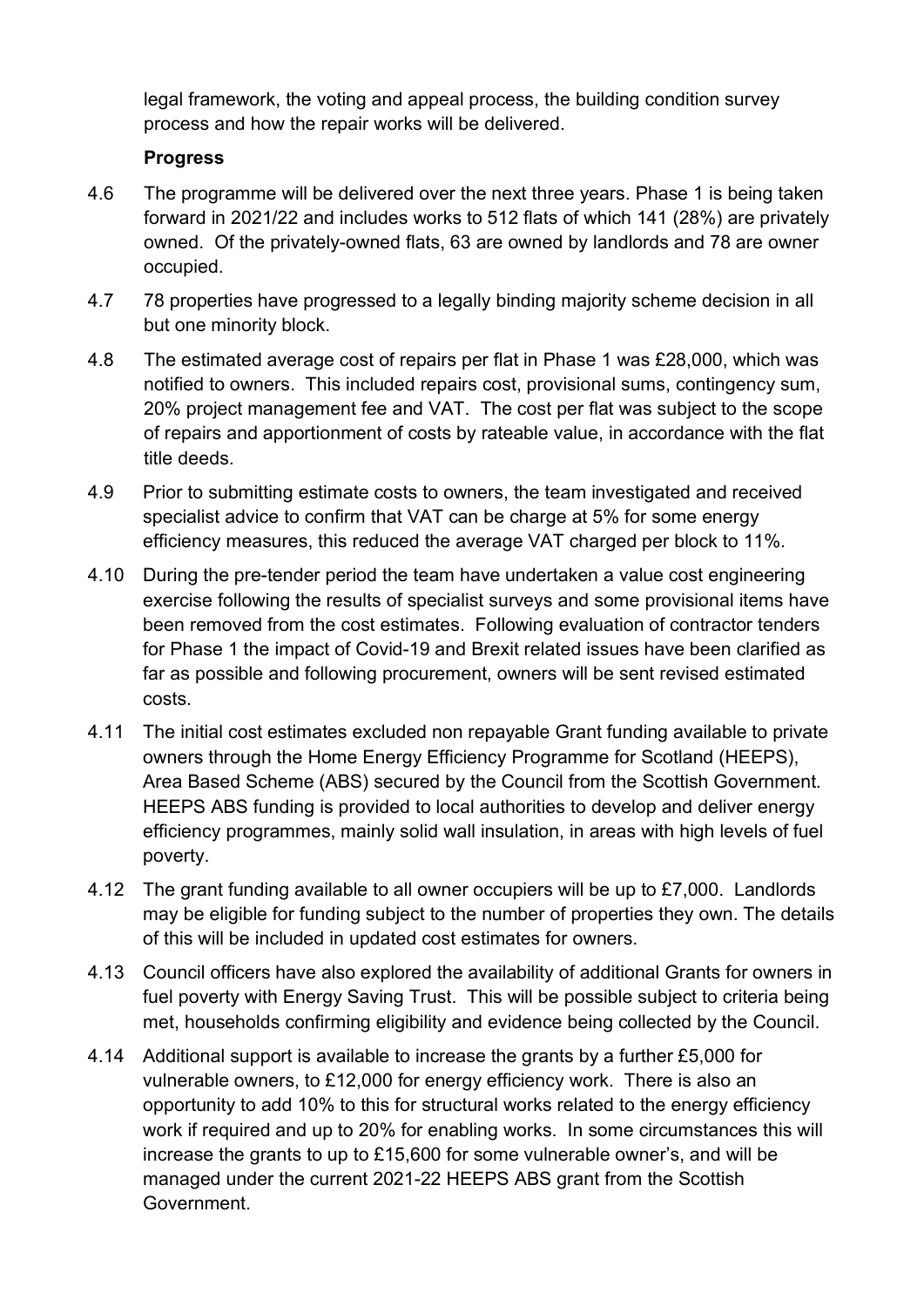legal framework, the voting and appeal process, the building condition survey process and how the repair works will be delivered.

**Progress**

4.6 The programme will be delivered over the next three years. Phase 1 is being taken forward in 2021/22 and includes works to 512 flats of which 141 (28%) are privately owned. Of the privately-owned flats, 63 are owned by landlords and 78 are owner occupied.

4.7 78 properties have progressed to a legally binding majority scheme decision in all but one minority block.

4.8 The estimated average cost of repairs per flat in Phase 1 was £28,000, which was notified to owners. This included repairs cost, provisional sums, contingency sum, 20% project management fee and VAT. The cost per flat was subject to the scope of repairs and apportionment of costs by rateable value, in accordance with the flat title deeds.

4.9 Prior to submitting estimate costs to owners, the team investigated and received specialist advice to confirm that VAT can be charge at 5% for some energy efficiency measures, this reduced the average VAT charged per block to 11%.

4.10 During the pre-tender period the team have undertaken a value cost engineering exercise following the results of specialist surveys and some provisional items have been removed from the cost estimates. Following evaluation of contractor tenders for Phase 1 the impact of Covid-19 and Brexit related issues have been clarified as far as possible and following procurement, owners will be sent revised estimated costs.

4.11 The initial cost estimates excluded non repayable Grant funding available to private owners through the Home Energy Efficiency Programme for Scotland (HEEPS), Area Based Scheme (ABS) secured by the Council from the Scottish Government. HEEPS ABS funding is provided to local authorities to develop and deliver energy efficiency programmes, mainly solid wall insulation, in areas with high levels of fuel poverty.

4.12 The grant funding available to all owner occupiers will be up to £7,000. Landlords may be eligible for funding subject to the number of properties they own. The details of this will be included in updated cost estimates for owners.

4.13 Council officers have also explored the availability of additional Grants for owners in fuel poverty with Energy Saving Trust. This will be possible subject to criteria being met, households confirming eligibility and evidence being collected by the Council.

4.14 Additional support is available to increase the grants by a further £5,000 for vulnerable owners, to £12,000 for energy efficiency work. There is also an opportunity to add 10% to this for structural works related to the energy efficiency work if required and up to 20% for enabling works. In some circumstances this will increase the grants to up to £15,600 for some vulnerable owner's, and will be managed under the current 2021-22 HEEPS ABS grant from the Scottish Government.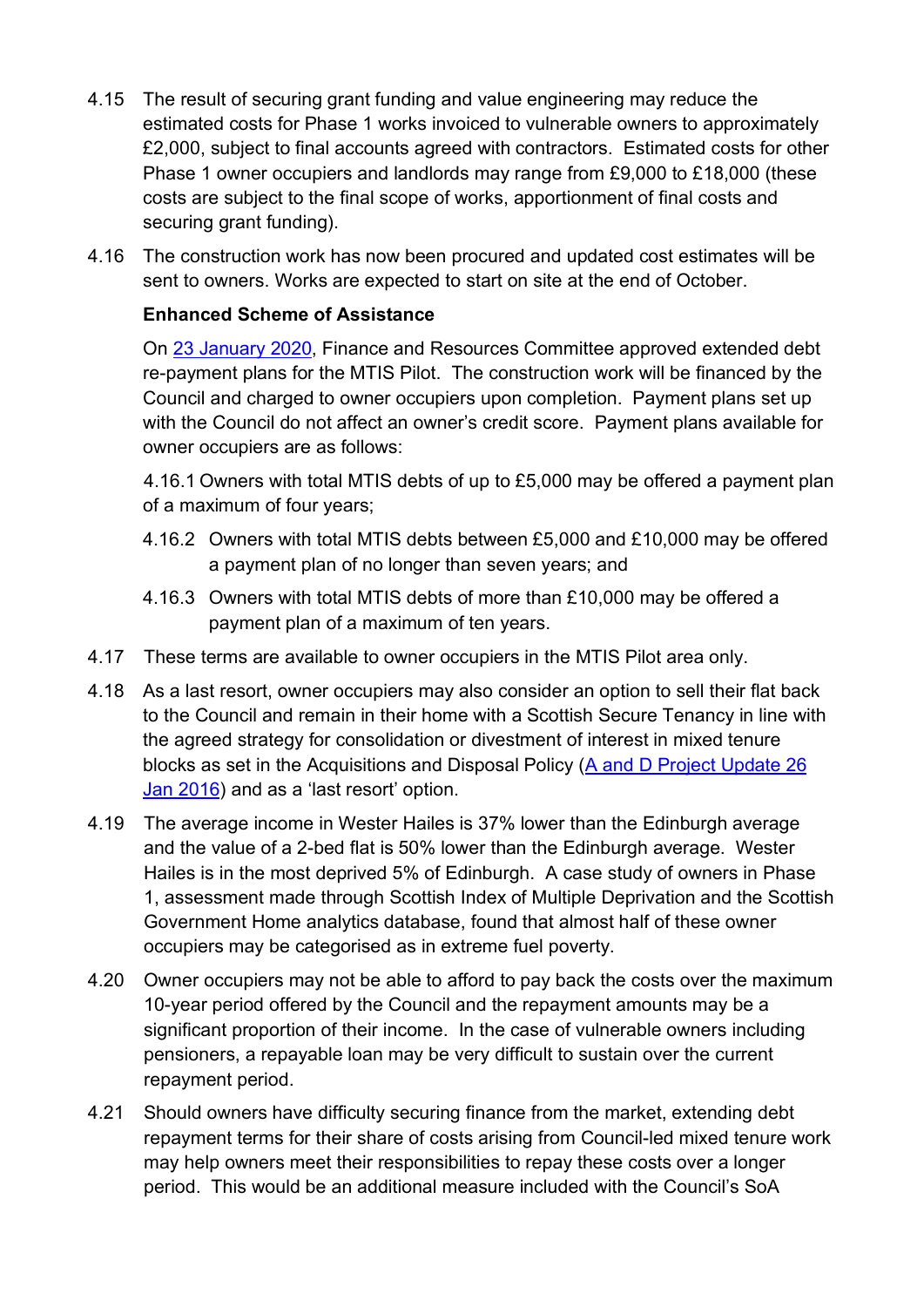4.15 The result of securing grant funding and value engineering may reduce the estimated costs for Phase 1 works invoiced to vulnerable owners to approximately £2,000, subject to final accounts agreed with contractors. Estimated costs for other Phase 1 owner occupiers and landlords may range from £9,000 to £18,000 (these costs are subject to the final scope of works, apportionment of final costs and securing grant funding).

4.16 The construction work has now been procured and updated cost estimates will be sent to owners. Works are expected to start on site at the end of October.

**Enhanced Scheme of Assistance**

On [23 January 2020](), Finance and Resources Committee approved extended debt re-payment plans for the MTIS Pilot. The construction work will be financed by the Council and charged to owner occupiers upon completion. Payment plans set up with the Council do not affect an owner's credit score. Payment plans available for owner occupiers are as follows:

4.16.1 Owners with total MTIS debts of up to £5,000 may be offered a payment plan of a maximum of four years;

4.16.2 Owners with total MTIS debts between £5,000 and £10,000 may be offered a payment plan of no longer than seven years; and

4.16.3 Owners with total MTIS debts of more than £10,000 may be offered a payment plan of a maximum of ten years.

4.17 These terms are available to owner occupiers in the MTIS Pilot area only.

4.18 As a last resort, owner occupiers may also consider an option to sell their flat back to the Council and remain in their home with a Scottish Secure Tenancy in line with the agreed strategy for consolidation or divestment of interest in mixed tenure blocks as set in the Acquisitions and Disposal Policy ([A and D Project Update 26 Jan 2016]()) and as a 'last resort' option.

4.19 The average income in Wester Hailes is 37% lower than the Edinburgh average and the value of a 2-bed flat is 50% lower than the Edinburgh average. Wester Hailes is in the most deprived 5% of Edinburgh. A case study of owners in Phase 1, assessment made through Scottish Index of Multiple Deprivation and the Scottish Government Home analytics database, found that almost half of these owner occupiers may be categorised as in extreme fuel poverty.

4.20 Owner occupiers may not be able to afford to pay back the costs over the maximum 10-year period offered by the Council and the repayment amounts may be a significant proportion of their income. In the case of vulnerable owners including pensioners, a repayable loan may be very difficult to sustain over the current repayment period.

4.21 Should owners have difficulty securing finance from the market, extending debt repayment terms for their share of costs arising from Council-led mixed tenure work may help owners meet their responsibilities to repay these costs over a longer period. This would be an additional measure included with the Council's SoA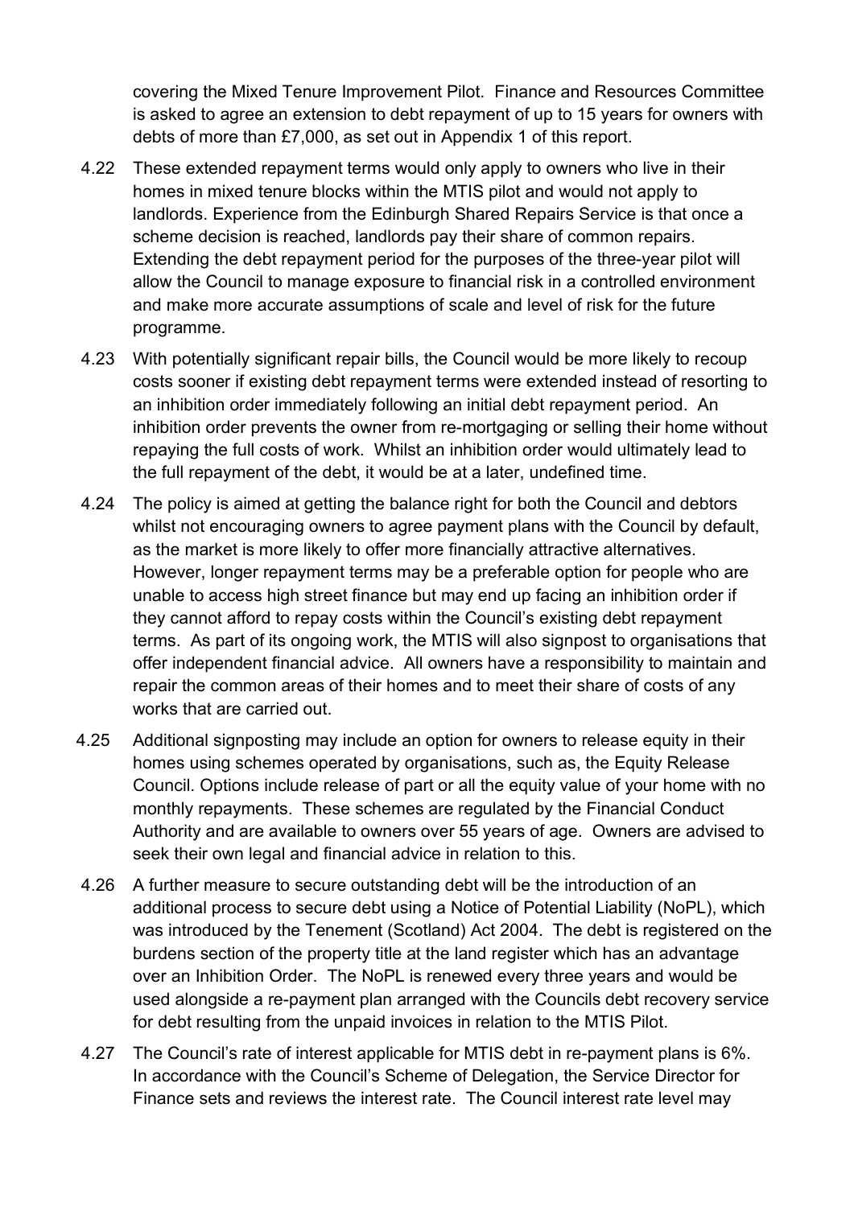covering the Mixed Tenure Improvement Pilot. Finance and Resources Committee is asked to agree an extension to debt repayment of up to 15 years for owners with debts of more than £7,000, as set out in Appendix 1 of this report.

4.22 These extended repayment terms would only apply to owners who live in their homes in mixed tenure blocks within the MTIS pilot and would not apply to landlords. Experience from the Edinburgh Shared Repairs Service is that once a scheme decision is reached, landlords pay their share of common repairs. Extending the debt repayment period for the purposes of the three-year pilot will allow the Council to manage exposure to financial risk in a controlled environment and make more accurate assumptions of scale and level of risk for the future programme.

4.23 With potentially significant repair bills, the Council would be more likely to recoup costs sooner if existing debt repayment terms were extended instead of resorting to an inhibition order immediately following an initial debt repayment period. An inhibition order prevents the owner from re-mortgaging or selling their home without repaying the full costs of work. Whilst an inhibition order would ultimately lead to the full repayment of the debt, it would be at a later, undefined time.

4.24 The policy is aimed at getting the balance right for both the Council and debtors whilst not encouraging owners to agree payment plans with the Council by default, as the market is more likely to offer more financially attractive alternatives. However, longer repayment terms may be a preferable option for people who are unable to access high street finance but may end up facing an inhibition order if they cannot afford to repay costs within the Council's existing debt repayment terms. As part of its ongoing work, the MTIS will also signpost to organisations that offer independent financial advice. All owners have a responsibility to maintain and repair the common areas of their homes and to meet their share of costs of any works that are carried out.

4.25 Additional signposting may include an option for owners to release equity in their homes using schemes operated by organisations, such as, the Equity Release Council. Options include release of part or all the equity value of your home with no monthly repayments. These schemes are regulated by the Financial Conduct Authority and are available to owners over 55 years of age. Owners are advised to seek their own legal and financial advice in relation to this.

4.26 A further measure to secure outstanding debt will be the introduction of an additional process to secure debt using a Notice of Potential Liability (NoPL), which was introduced by the Tenement (Scotland) Act 2004. The debt is registered on the burdens section of the property title at the land register which has an advantage over an Inhibition Order. The NoPL is renewed every three years and would be used alongside a re-payment plan arranged with the Councils debt recovery service for debt resulting from the unpaid invoices in relation to the MTIS Pilot.

4.27 The Council's rate of interest applicable for MTIS debt in re-payment plans is 6%. In accordance with the Council's Scheme of Delegation, the Service Director for Finance sets and reviews the interest rate. The Council interest rate level may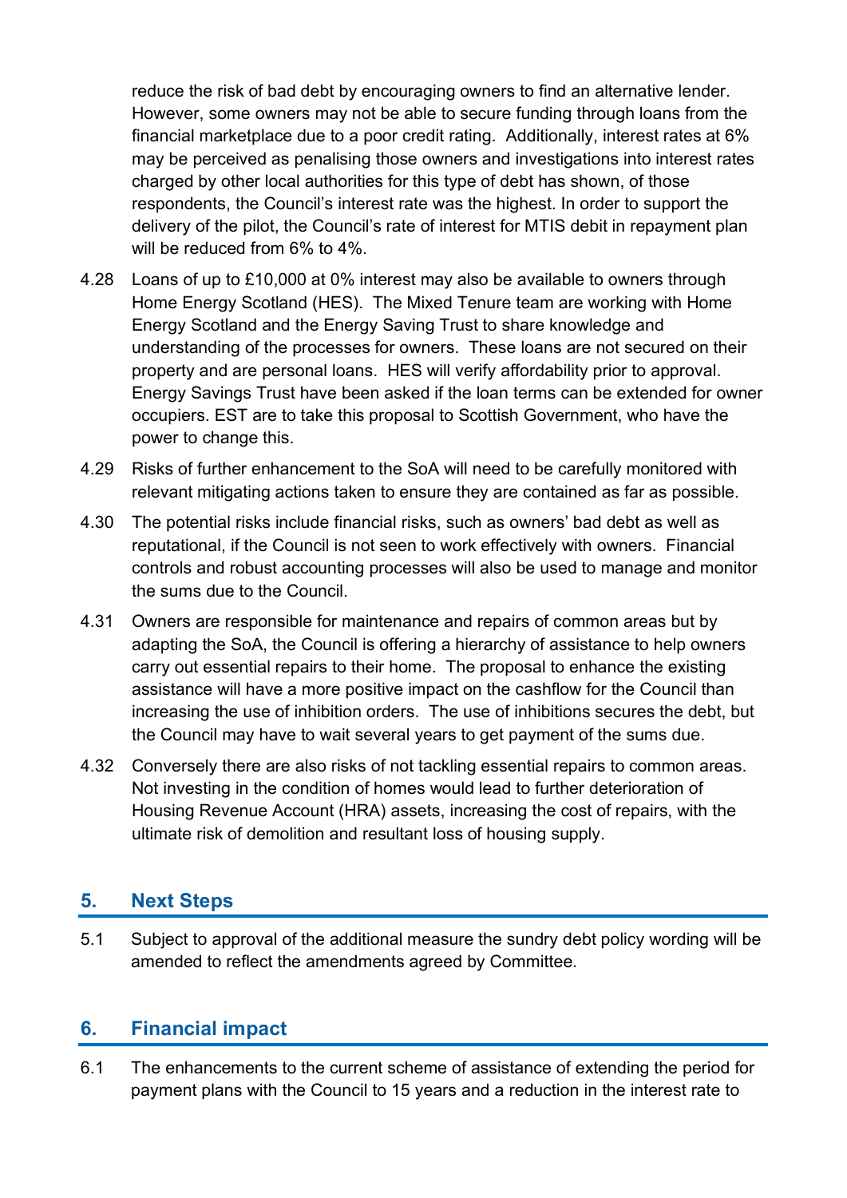reduce the risk of bad debt by encouraging owners to find an alternative lender. However, some owners may not be able to secure funding through loans from the financial marketplace due to a poor credit rating. Additionally, interest rates at 6% may be perceived as penalising those owners and investigations into interest rates charged by other local authorities for this type of debt has shown, of those respondents, the Council's interest rate was the highest. In order to support the delivery of the pilot, the Council's rate of interest for MTIS debit in repayment plan will be reduced from 6% to 4%.

4.28 Loans of up to £10,000 at 0% interest may also be available to owners through Home Energy Scotland (HES). The Mixed Tenure team are working with Home Energy Scotland and the Energy Saving Trust to share knowledge and understanding of the processes for owners. These loans are not secured on their property and are personal loans. HES will verify affordability prior to approval. Energy Savings Trust have been asked if the loan terms can be extended for owner occupiers. EST are to take this proposal to Scottish Government, who have the power to change this.

4.29 Risks of further enhancement to the SoA will need to be carefully monitored with relevant mitigating actions taken to ensure they are contained as far as possible.

4.30 The potential risks include financial risks, such as owners' bad debt as well as reputational, if the Council is not seen to work effectively with owners. Financial controls and robust accounting processes will also be used to manage and monitor the sums due to the Council.

4.31 Owners are responsible for maintenance and repairs of common areas but by adapting the SoA, the Council is offering a hierarchy of assistance to help owners carry out essential repairs to their home. The proposal to enhance the existing assistance will have a more positive impact on the cashflow for the Council than increasing the use of inhibition orders. The use of inhibitions secures the debt, but the Council may have to wait several years to get payment of the sums due.

4.32 Conversely there are also risks of not tackling essential repairs to common areas. Not investing in the condition of homes would lead to further deterioration of Housing Revenue Account (HRA) assets, increasing the cost of repairs, with the ultimate risk of demolition and resultant loss of housing supply.

## 5. Next Steps

5.1 Subject to approval of the additional measure the sundry debt policy wording will be amended to reflect the amendments agreed by Committee.

## 6. Financial impact

6.1 The enhancements to the current scheme of assistance of extending the period for payment plans with the Council to 15 years and a reduction in the interest rate to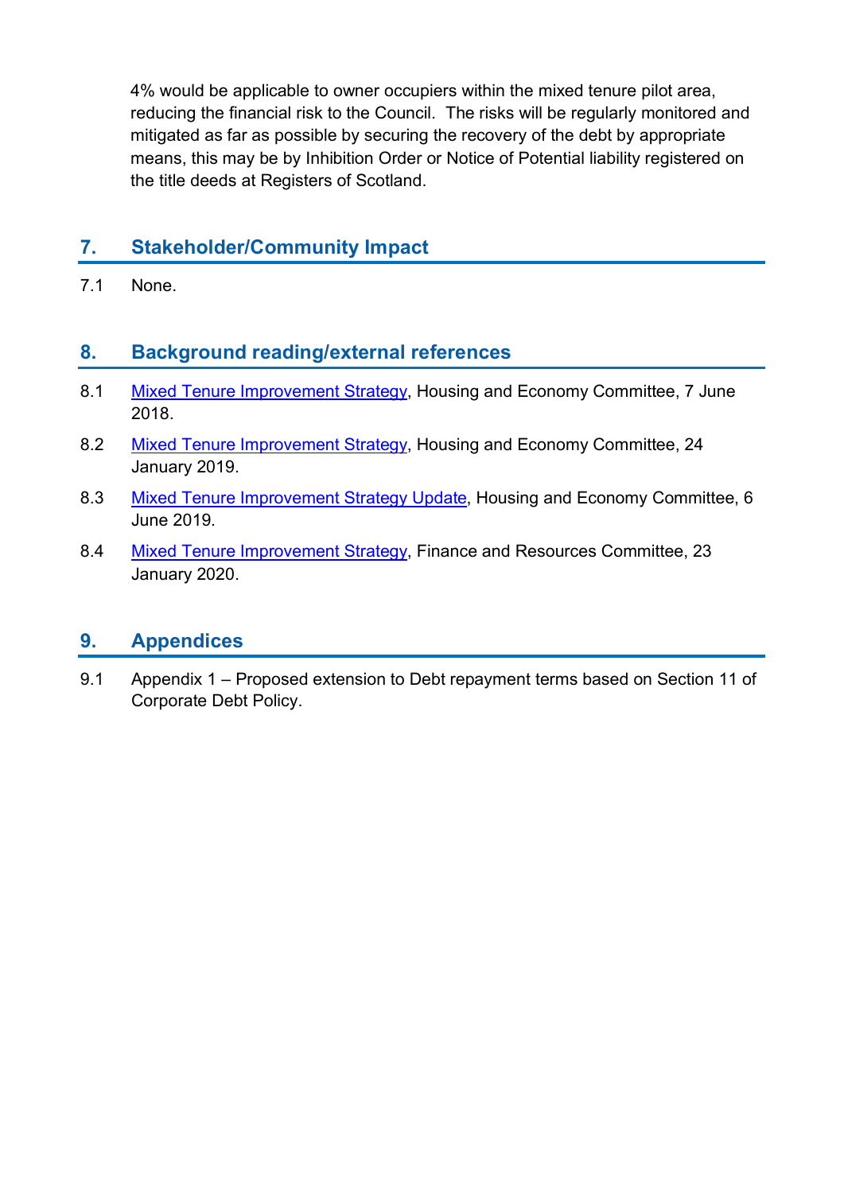4% would be applicable to owner occupiers within the mixed tenure pilot area, reducing the financial risk to the Council. The risks will be regularly monitored and mitigated as far as possible by securing the recovery of the debt by appropriate means, this may be by Inhibition Order or Notice of Potential liability registered on the title deeds at Registers of Scotland.

## 7. Stakeholder/Community Impact

7.1 None.

## 8. Background reading/external references

8.1 Mixed Tenure Improvement Strategy, Housing and Economy Committee, 7 June 2018.

8.2 Mixed Tenure Improvement Strategy, Housing and Economy Committee, 24 January 2019.

8.3 Mixed Tenure Improvement Strategy Update, Housing and Economy Committee, 6 June 2019.

8.4 Mixed Tenure Improvement Strategy, Finance and Resources Committee, 23 January 2020.

## 9. Appendices

9.1 Appendix 1 – Proposed extension to Debt repayment terms based on Section 11 of Corporate Debt Policy.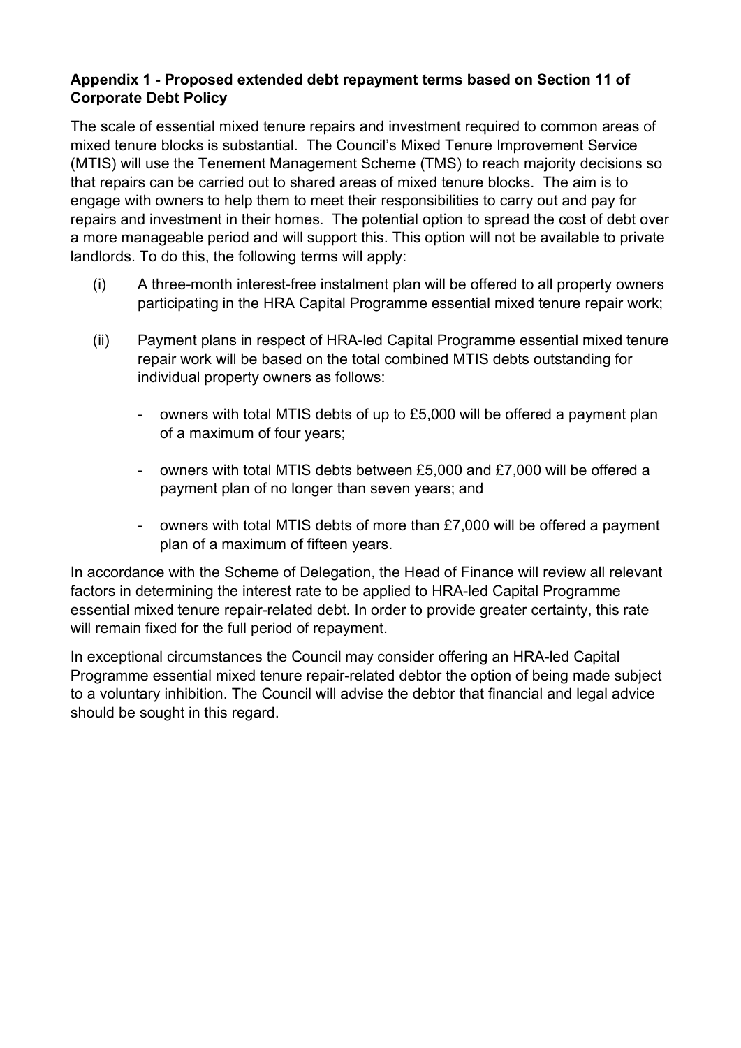**Appendix 1 - Proposed extended debt repayment terms based on Section 11 of Corporate Debt Policy**

The scale of essential mixed tenure repairs and investment required to common areas of mixed tenure blocks is substantial. The Council's Mixed Tenure Improvement Service (MTIS) will use the Tenement Management Scheme (TMS) to reach majority decisions so that repairs can be carried out to shared areas of mixed tenure blocks. The aim is to engage with owners to help them to meet their responsibilities to carry out and pay for repairs and investment in their homes. The potential option to spread the cost of debt over a more manageable period and will support this. This option will not be available to private landlords. To do this, the following terms will apply:

(i) A three-month interest-free instalment plan will be offered to all property owners participating in the HRA Capital Programme essential mixed tenure repair work;

(ii) Payment plans in respect of HRA-led Capital Programme essential mixed tenure repair work will be based on the total combined MTIS debts outstanding for individual property owners as follows:

- owners with total MTIS debts of up to £5,000 will be offered a payment plan of a maximum of four years;
- owners with total MTIS debts between £5,000 and £7,000 will be offered a payment plan of no longer than seven years; and
- owners with total MTIS debts of more than £7,000 will be offered a payment plan of a maximum of fifteen years.

In accordance with the Scheme of Delegation, the Head of Finance will review all relevant factors in determining the interest rate to be applied to HRA-led Capital Programme essential mixed tenure repair-related debt. In order to provide greater certainty, this rate will remain fixed for the full period of repayment.

In exceptional circumstances the Council may consider offering an HRA-led Capital Programme essential mixed tenure repair-related debtor the option of being made subject to a voluntary inhibition. The Council will advise the debtor that financial and legal advice should be sought in this regard.